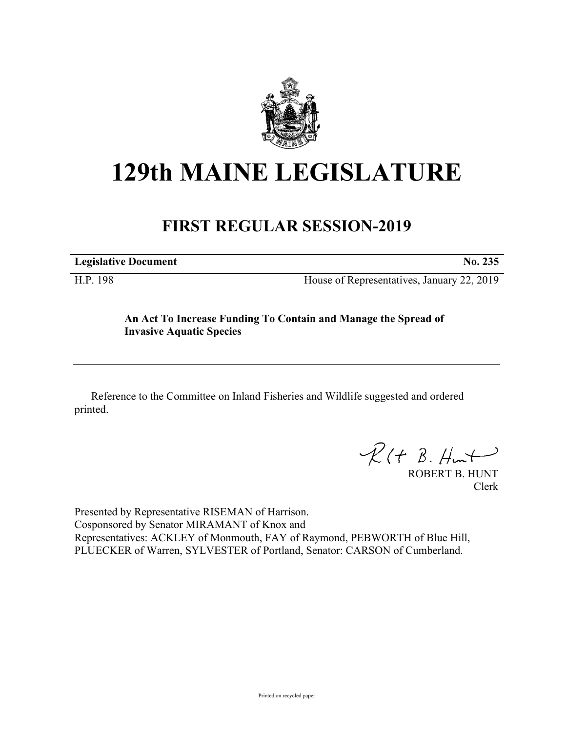# 129th MAINE LEGISLATURE

## FIRST REGULAR SESSION-2019

**Legislative Document** **No. 235**

H.P. 198 House of Representatives, January 22, 2019

**An Act To Increase Funding To Contain and Manage the Spread of Invasive Aquatic Species**

---

Reference to the Committee on Inland Fisheries and Wildlife suggested and ordered printed.

ROBERT B. HUNT
Clerk

Presented by Representative RISEMAN of Harrison.
Cosponsored by Senator MIRAMANT of Knox and
Representatives: ACKLEY of Monmouth, FAY of Raymond, PEBWORTH of Blue Hill, PLUECKER of Warren, SYLVESTER of Portland, Senator: CARSON of Cumberland.

Printed on recycled paper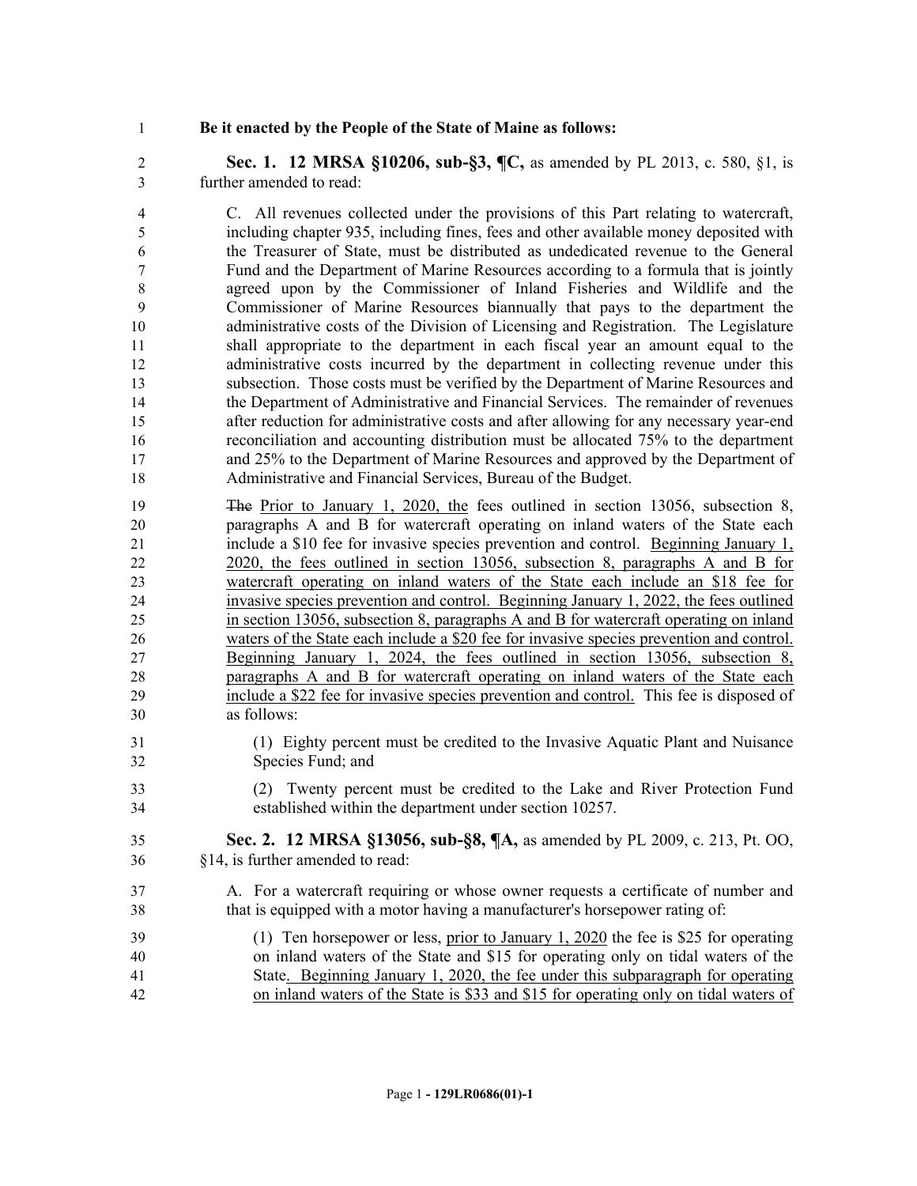**Be it enacted by the People of the State of Maine as follows:**

**Sec. 1. 12 MRSA §10206, sub-§3, ¶C,** as amended by PL 2013, c. 580, §1, is further amended to read:

C. All revenues collected under the provisions of this Part relating to watercraft, including chapter 935, including fines, fees and other available money deposited with the Treasurer of State, must be distributed as undedicated revenue to the General Fund and the Department of Marine Resources according to a formula that is jointly agreed upon by the Commissioner of Inland Fisheries and Wildlife and the Commissioner of Marine Resources biannually that pays to the department the administrative costs of the Division of Licensing and Registration. The Legislature shall appropriate to the department in each fiscal year an amount equal to the administrative costs incurred by the department in collecting revenue under this subsection. Those costs must be verified by the Department of Marine Resources and the Department of Administrative and Financial Services. The remainder of revenues after reduction for administrative costs and after allowing for any necessary year-end reconciliation and accounting distribution must be allocated 75% to the department and 25% to the Department of Marine Resources and approved by the Department of Administrative and Financial Services, Bureau of the Budget.

~~The~~ Prior to January 1, 2020, the fees outlined in section 13056, subsection 8, paragraphs A and B for watercraft operating on inland waters of the State each include a $10 fee for invasive species prevention and control. Beginning January 1, 2020, the fees outlined in section 13056, subsection 8, paragraphs A and B for watercraft operating on inland waters of the State each include an $18 fee for invasive species prevention and control. Beginning January 1, 2022, the fees outlined in section 13056, subsection 8, paragraphs A and B for watercraft operating on inland waters of the State each include a $20 fee for invasive species prevention and control. Beginning January 1, 2024, the fees outlined in section 13056, subsection 8, paragraphs A and B for watercraft operating on inland waters of the State each include a $22 fee for invasive species prevention and control. This fee is disposed of as follows:

(1) Eighty percent must be credited to the Invasive Aquatic Plant and Nuisance Species Fund; and

(2) Twenty percent must be credited to the Lake and River Protection Fund established within the department under section 10257.

**Sec. 2. 12 MRSA §13056, sub-§8, ¶A,** as amended by PL 2009, c. 213, Pt. OO, §14, is further amended to read:

A. For a watercraft requiring or whose owner requests a certificate of number and that is equipped with a motor having a manufacturer's horsepower rating of:

(1) Ten horsepower or less, prior to January 1, 2020 the fee is $25 for operating on inland waters of the State and $15 for operating only on tidal waters of the State. Beginning January 1, 2020, the fee under this subparagraph for operating on inland waters of the State is $33 and $15 for operating only on tidal waters of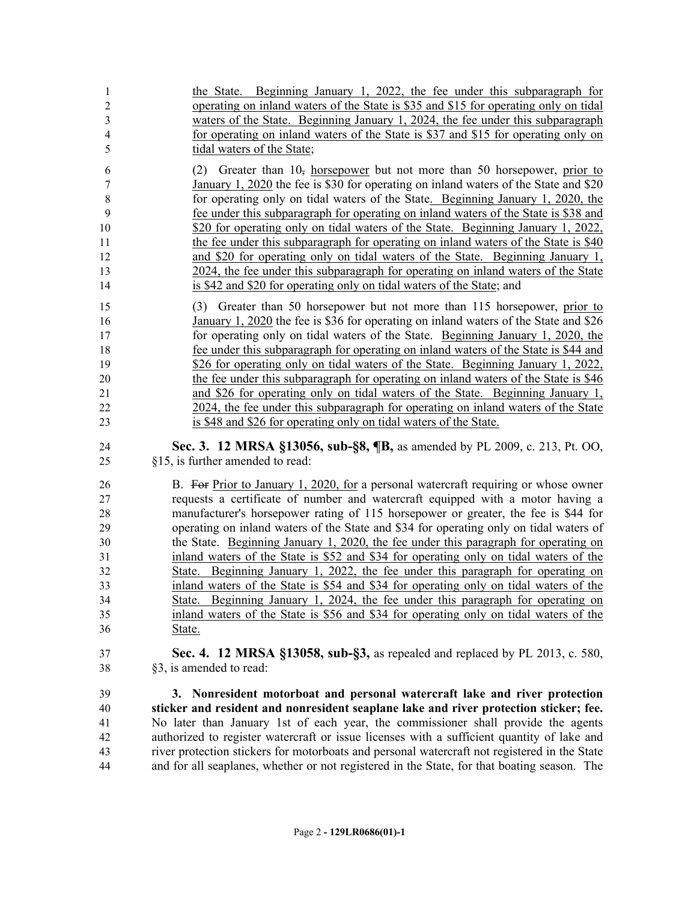the State. Beginning January 1, 2022, the fee under this subparagraph for operating on inland waters of the State is $35 and $15 for operating only on tidal waters of the State. Beginning January 1, 2024, the fee under this subparagraph for operating on inland waters of the State is $37 and $15 for operating only on tidal waters of the State;

(2) Greater than 10, horsepower but not more than 50 horsepower, prior to January 1, 2020 the fee is $30 for operating on inland waters of the State and $20 for operating only on tidal waters of the State. Beginning January 1, 2020, the fee under this subparagraph for operating on inland waters of the State is $38 and $20 for operating only on tidal waters of the State. Beginning January 1, 2022, the fee under this subparagraph for operating on inland waters of the State is $40 and $20 for operating only on tidal waters of the State. Beginning January 1, 2024, the fee under this subparagraph for operating on inland waters of the State is $42 and $20 for operating only on tidal waters of the State; and

(3) Greater than 50 horsepower but not more than 115 horsepower, prior to January 1, 2020 the fee is $36 for operating on inland waters of the State and $26 for operating only on tidal waters of the State. Beginning January 1, 2020, the fee under this subparagraph for operating on inland waters of the State is $44 and $26 for operating only on tidal waters of the State. Beginning January 1, 2022, the fee under this subparagraph for operating on inland waters of the State is $46 and $26 for operating only on tidal waters of the State. Beginning January 1, 2024, the fee under this subparagraph for operating on inland waters of the State is $48 and $26 for operating only on tidal waters of the State.

**Sec. 3. 12 MRSA §13056, sub-§8, ¶B,** as amended by PL 2009, c. 213, Pt. OO, §15, is further amended to read:

B. For Prior to January 1, 2020, for a personal watercraft requiring or whose owner requests a certificate of number and watercraft equipped with a motor having a manufacturer's horsepower rating of 115 horsepower or greater, the fee is $44 for operating on inland waters of the State and $34 for operating only on tidal waters of the State. Beginning January 1, 2020, the fee under this paragraph for operating on inland waters of the State is $52 and $34 for operating only on tidal waters of the State. Beginning January 1, 2022, the fee under this paragraph for operating on inland waters of the State is $54 and $34 for operating only on tidal waters of the State. Beginning January 1, 2024, the fee under this paragraph for operating on inland waters of the State is $56 and $34 for operating only on tidal waters of the State.

**Sec. 4. 12 MRSA §13058, sub-§3,** as repealed and replaced by PL 2013, c. 580, §3, is amended to read:

**3. Nonresident motorboat and personal watercraft lake and river protection sticker and resident and nonresident seaplane lake and river protection sticker; fee.** No later than January 1st of each year, the commissioner shall provide the agents authorized to register watercraft or issue licenses with a sufficient quantity of lake and river protection stickers for motorboats and personal watercraft not registered in the State and for all seaplanes, whether or not registered in the State, for that boating season. The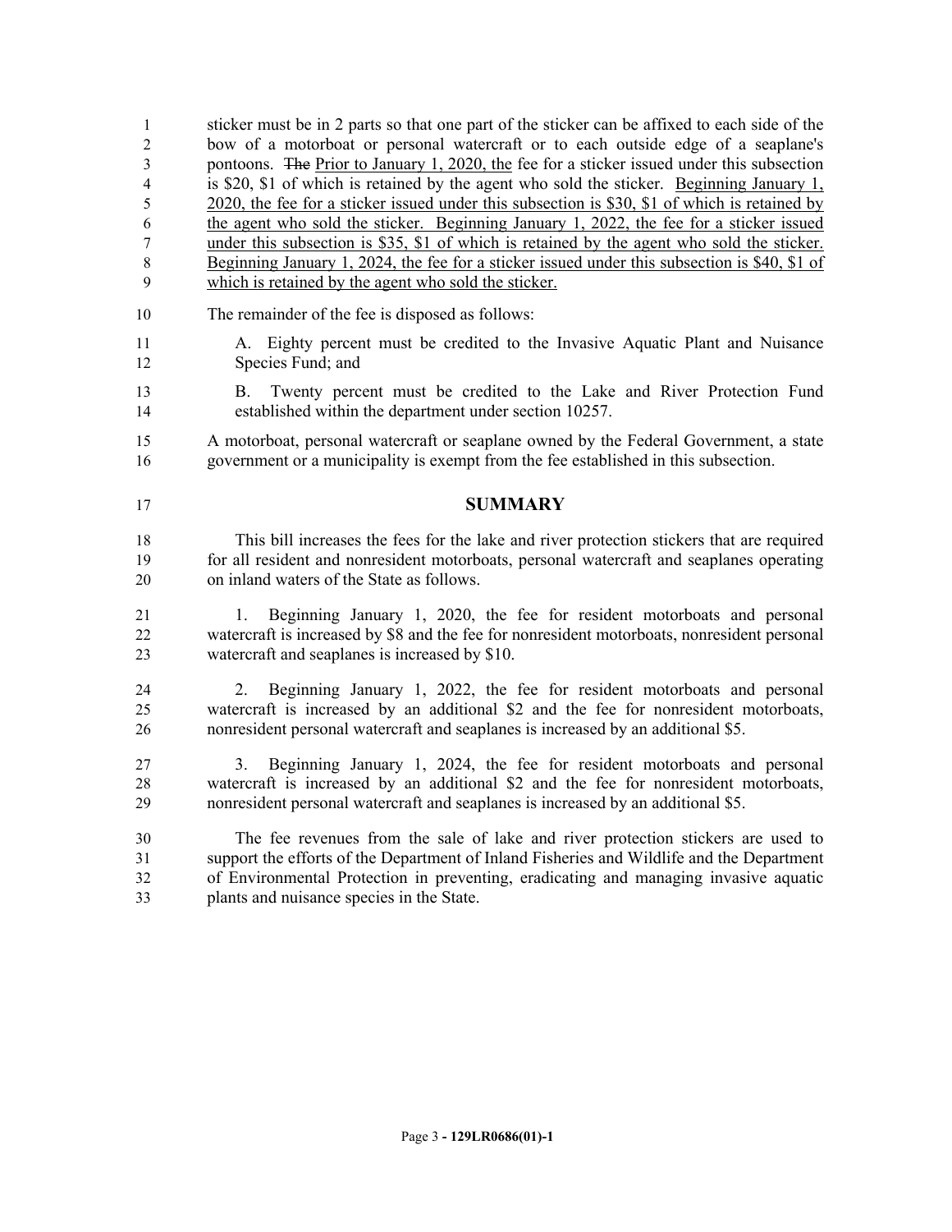sticker must be in 2 parts so that one part of the sticker can be affixed to each side of the bow of a motorboat or personal watercraft or to each outside edge of a seaplane's pontoons. ~~The~~ Prior to January 1, 2020, the fee for a sticker issued under this subsection is $20, $1 of which is retained by the agent who sold the sticker. Beginning January 1, 2020, the fee for a sticker issued under this subsection is $30, $1 of which is retained by the agent who sold the sticker. Beginning January 1, 2022, the fee for a sticker issued under this subsection is $35, $1 of which is retained by the agent who sold the sticker. Beginning January 1, 2024, the fee for a sticker issued under this subsection is $40, $1 of which is retained by the agent who sold the sticker.

The remainder of the fee is disposed as follows:

A. Eighty percent must be credited to the Invasive Aquatic Plant and Nuisance Species Fund; and

B. Twenty percent must be credited to the Lake and River Protection Fund established within the department under section 10257.

A motorboat, personal watercraft or seaplane owned by the Federal Government, a state government or a municipality is exempt from the fee established in this subsection.

## SUMMARY

This bill increases the fees for the lake and river protection stickers that are required for all resident and nonresident motorboats, personal watercraft and seaplanes operating on inland waters of the State as follows.

1. Beginning January 1, 2020, the fee for resident motorboats and personal watercraft is increased by $8 and the fee for nonresident motorboats, nonresident personal watercraft and seaplanes is increased by $10.

2. Beginning January 1, 2022, the fee for resident motorboats and personal watercraft is increased by an additional $2 and the fee for nonresident motorboats, nonresident personal watercraft and seaplanes is increased by an additional $5.

3. Beginning January 1, 2024, the fee for resident motorboats and personal watercraft is increased by an additional $2 and the fee for nonresident motorboats, nonresident personal watercraft and seaplanes is increased by an additional $5.

The fee revenues from the sale of lake and river protection stickers are used to support the efforts of the Department of Inland Fisheries and Wildlife and the Department of Environmental Protection in preventing, eradicating and managing invasive aquatic plants and nuisance species in the State.